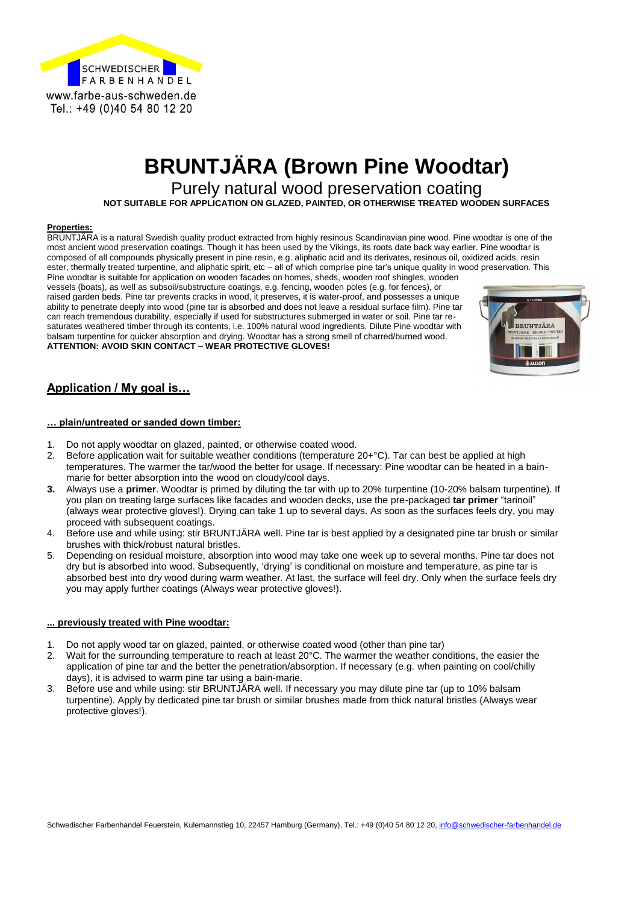SCHWEDISCHER FARBENHANDEL
www.farbe-aus-schweden.de
Tel.: +49 (0)40 54 80 12 20

# BRUNTJÄRA (Brown Pine Woodtar)

## Purely natural wood preservation coating

**NOT SUITABLE FOR APPLICATION ON GLAZED, PAINTED, OR OTHERWISE TREATED WOODEN SURFACES**

**Properties:**

BRUNTJÄRA is a natural Swedish quality product extracted from highly resinous Scandinavian pine wood. Pine woodtar is one of the most ancient wood preservation coatings. Though it has been used by the Vikings, its roots date back way earlier. Pine woodtar is composed of all compounds physically present in pine resin, e.g. aliphatic acid and its derivates, resinous oil, oxidized acids, resin ester, thermally treated turpentine, and aliphatic spirit, etc – all of which comprise pine tar's unique quality in wood preservation. This Pine woodtar is suitable for application on wooden facades on homes, sheds, wooden roof shingles, wooden vessels (boats), as well as subsoil/substructure coatings, e.g. fencing, wooden poles (e.g. for fences), or raised garden beds. Pine tar prevents cracks in wood, it preserves, it is water-proof, and possesses a unique ability to penetrate deeply into wood (pine tar is absorbed and does not leave a residual surface film). Pine tar can reach tremendous durability, especially if used for substructures submerged in water or soil. Pine tar re-saturates weathered timber through its contents, i.e. 100% natural wood ingredients. Dilute Pine woodtar with balsam turpentine for quicker absorption and drying. Woodtar has a strong smell of charred/burned wood.
**ATTENTION: AVOID SKIN CONTACT – WEAR PROTECTIVE GLOVES!**

## Application / My goal is…

### … plain/untreated or sanded down timber:

1. Do not apply woodtar on glazed, painted, or otherwise coated wood.
2. Before application wait for suitable weather conditions (temperature 20+°C). Tar can best be applied at high temperatures. The warmer the tar/wood the better for usage. If necessary: Pine woodtar can be heated in a bain-marie for better absorption into the wood on cloudy/cool days.
3. Always use a **primer**. Woodtar is primed by diluting the tar with up to 20% turpentine (10-20% balsam turpentine). If you plan on treating large surfaces like facades and wooden decks, use the pre-packaged **tar primer** "tarinoil" (always wear protective gloves!). Drying can take 1 up to several days. As soon as the surfaces feels dry, you may proceed with subsequent coatings.
4. Before use and while using: stir BRUNTJÄRA well. Pine tar is best applied by a designated pine tar brush or similar brushes with thick/robust natural bristles.
5. Depending on residual moisture, absorption into wood may take one week up to several months. Pine tar does not dry but is absorbed into wood. Subsequently, 'drying' is conditional on moisture and temperature, as pine tar is absorbed best into dry wood during warm weather. At last, the surface will feel dry. Only when the surface feels dry you may apply further coatings (Always wear protective gloves!).

### ... previously treated with Pine woodtar:

1. Do not apply wood tar on glazed, painted, or otherwise coated wood (other than pine tar)
2. Wait for the surrounding temperature to reach at least 20°C. The warmer the weather conditions, the easier the application of pine tar and the better the penetration/absorption. If necessary (e.g. when painting on cool/chilly days), it is advised to warm pine tar using a bain-marie.
3. Before use and while using: stir BRUNTJÄRA well. If necessary you may dilute pine tar (up to 10% balsam turpentine). Apply by dedicated pine tar brush or similar brushes made from thick natural bristles (Always wear protective gloves!).

Schwedischer Farbenhandel Feuerstein, Kulemannstieg 10, 22457 Hamburg (Germany), Tel.: +49 (0)40 54 80 12 20, info@schwedischer-farbenhandel.de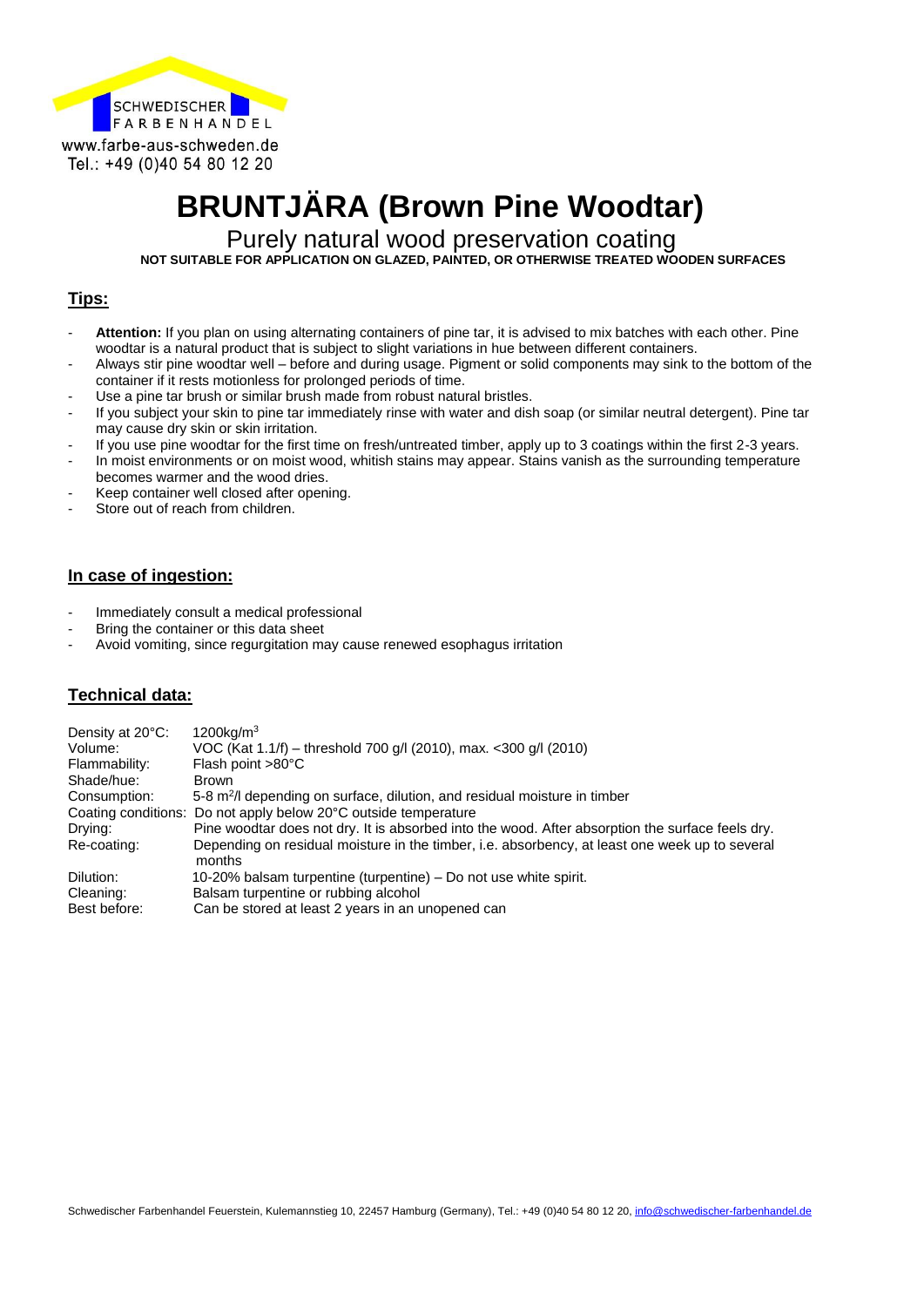SCHWEDISCHER FARBENHANDEL
www.farbe-aus-schweden.de
Tel.: +49 (0)40 54 80 12 20

# BRUNTJÄRA (Brown Pine Woodtar)

## Purely natural wood preservation coating

**NOT SUITABLE FOR APPLICATION ON GLAZED, PAINTED, OR OTHERWISE TREATED WOODEN SURFACES**

## Tips:

- **Attention:** If you plan on using alternating containers of pine tar, it is advised to mix batches with each other. Pine woodtar is a natural product that is subject to slight variations in hue between different containers.
- Always stir pine woodtar well – before and during usage. Pigment or solid components may sink to the bottom of the container if it rests motionless for prolonged periods of time.
- Use a pine tar brush or similar brush made from robust natural bristles.
- If you subject your skin to pine tar immediately rinse with water and dish soap (or similar neutral detergent). Pine tar may cause dry skin or skin irritation.
- If you use pine woodtar for the first time on fresh/untreated timber, apply up to 3 coatings within the first 2-3 years.
- In moist environments or on moist wood, whitish stains may appear. Stains vanish as the surrounding temperature becomes warmer and the wood dries.
- Keep container well closed after opening.
- Store out of reach from children.

## In case of ingestion:

- Immediately consult a medical professional
- Bring the container or this data sheet
- Avoid vomiting, since regurgitation may cause renewed esophagus irritation

## Technical data:

| | |
|---|---|
| Density at 20°C: | 1200kg/m$^3$ |
| Volume: | VOC (Kat 1.1/f) – threshold 700 g/l (2010), max. <300 g/l (2010) |
| Flammability: | Flash point >80°C |
| Shade/hue: | Brown |
| Consumption: | 5-8 m$^2$/l depending on surface, dilution, and residual moisture in timber |
| Coating conditions: | Do not apply below 20°C outside temperature |
| Drying: | Pine woodtar does not dry. It is absorbed into the wood. After absorption the surface feels dry. |
| Re-coating: | Depending on residual moisture in the timber, i.e. absorbency, at least one week up to several months |
| Dilution: | 10-20% balsam turpentine (turpentine) – Do not use white spirit. |
| Cleaning: | Balsam turpentine or rubbing alcohol |
| Best before: | Can be stored at least 2 years in an unopened can |

Schwedischer Farbenhandel Feuerstein, Kulemannstieg 10, 22457 Hamburg (Germany), Tel.: +49 (0)40 54 80 12 20, info@schwedischer-farbenhandel.de